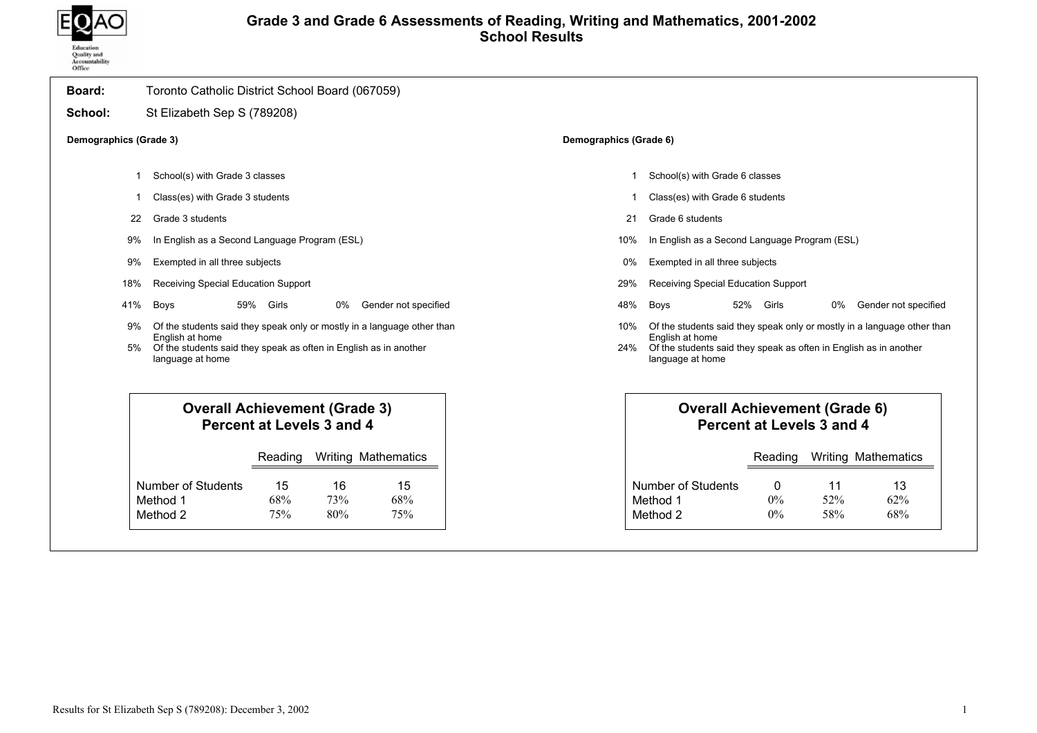# Grade 3 and Grade 6 Assessments of Reading, Writing and Mathematics, 2001-2002
## School Results

**Board:** Toronto Catholic District School Board (067059)

**School:** St Elizabeth Sep S (789208)

**Demographics (Grade 3)**

- 1 School(s) with Grade 3 classes
- 1 Class(es) with Grade 3 students
- 22 Grade 3 students
- 9% In English as a Second Language Program (ESL)
- 9% Exempted in all three subjects
- 18% Receiving Special Education Support
- 41% Boys 59% Girls 0% Gender not specified
- 9% Of the students said they speak only or mostly in a language other than English at home
- 5% Of the students said they speak as often in English as in another language at home

### Overall Achievement (Grade 3) Percent at Levels 3 and 4

| | Reading | Writing | Mathematics |
|---|---|---|---|
| Number of Students | 15 | 16 | 15 |
| Method 1 | 68% | 73% | 68% |
| Method 2 | 75% | 80% | 75% |

**Demographics (Grade 6)**

- 1 School(s) with Grade 6 classes
- 1 Class(es) with Grade 6 students
- 21 Grade 6 students
- 10% In English as a Second Language Program (ESL)
- 0% Exempted in all three subjects
- 29% Receiving Special Education Support
- 48% Boys 52% Girls 0% Gender not specified
- 10% Of the students said they speak only or mostly in a language other than English at home
- 24% Of the students said they speak as often in English as in another language at home

### Overall Achievement (Grade 6) Percent at Levels 3 and 4

| | Reading | Writing | Mathematics |
|---|---|---|---|
| Number of Students | 0 | 11 | 13 |
| Method 1 | 0% | 52% | 62% |
| Method 2 | 0% | 58% | 68% |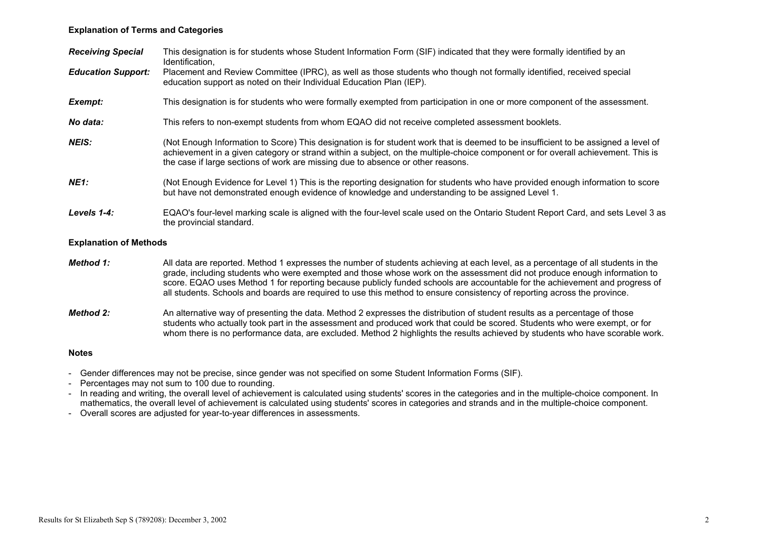#### Explanation of Terms and Categories

***Receiving Special Education Support:*** This designation is for students whose Student Information Form (SIF) indicated that they were formally identified by an Identification, Placement and Review Committee (IPRC), as well as those students who though not formally identified, received special education support as noted on their Individual Education Plan (IEP).

***Exempt:*** This designation is for students who were formally exempted from participation in one or more component of the assessment.

***No data:*** This refers to non-exempt students from whom EQAO did not receive completed assessment booklets.

***NEIS:*** (Not Enough Information to Score) This designation is for student work that is deemed to be insufficient to be assigned a level of achievement in a given category or strand within a subject, on the multiple-choice component or for overall achievement. This is the case if large sections of work are missing due to absence or other reasons.

***NE1:*** (Not Enough Evidence for Level 1) This is the reporting designation for students who have provided enough information to score but have not demonstrated enough evidence of knowledge and understanding to be assigned Level 1.

***Levels 1-4:*** EQAO's four-level marking scale is aligned with the four-level scale used on the Ontario Student Report Card, and sets Level 3 as the provincial standard.

#### Explanation of Methods

***Method 1:*** All data are reported. Method 1 expresses the number of students achieving at each level, as a percentage of all students in the grade, including students who were exempted and those whose work on the assessment did not produce enough information to score. EQAO uses Method 1 for reporting because publicly funded schools are accountable for the achievement and progress of all students. Schools and boards are required to use this method to ensure consistency of reporting across the province.

***Method 2:*** An alternative way of presenting the data. Method 2 expresses the distribution of student results as a percentage of those students who actually took part in the assessment and produced work that could be scored. Students who were exempt, or for whom there is no performance data, are excluded. Method 2 highlights the results achieved by students who have scorable work.

#### Notes

- Gender differences may not be precise, since gender was not specified on some Student Information Forms (SIF).
- Percentages may not sum to 100 due to rounding.
- In reading and writing, the overall level of achievement is calculated using students' scores in the categories and in the multiple-choice component. In mathematics, the overall level of achievement is calculated using students' scores in categories and strands and in the multiple-choice component.
- Overall scores are adjusted for year-to-year differences in assessments.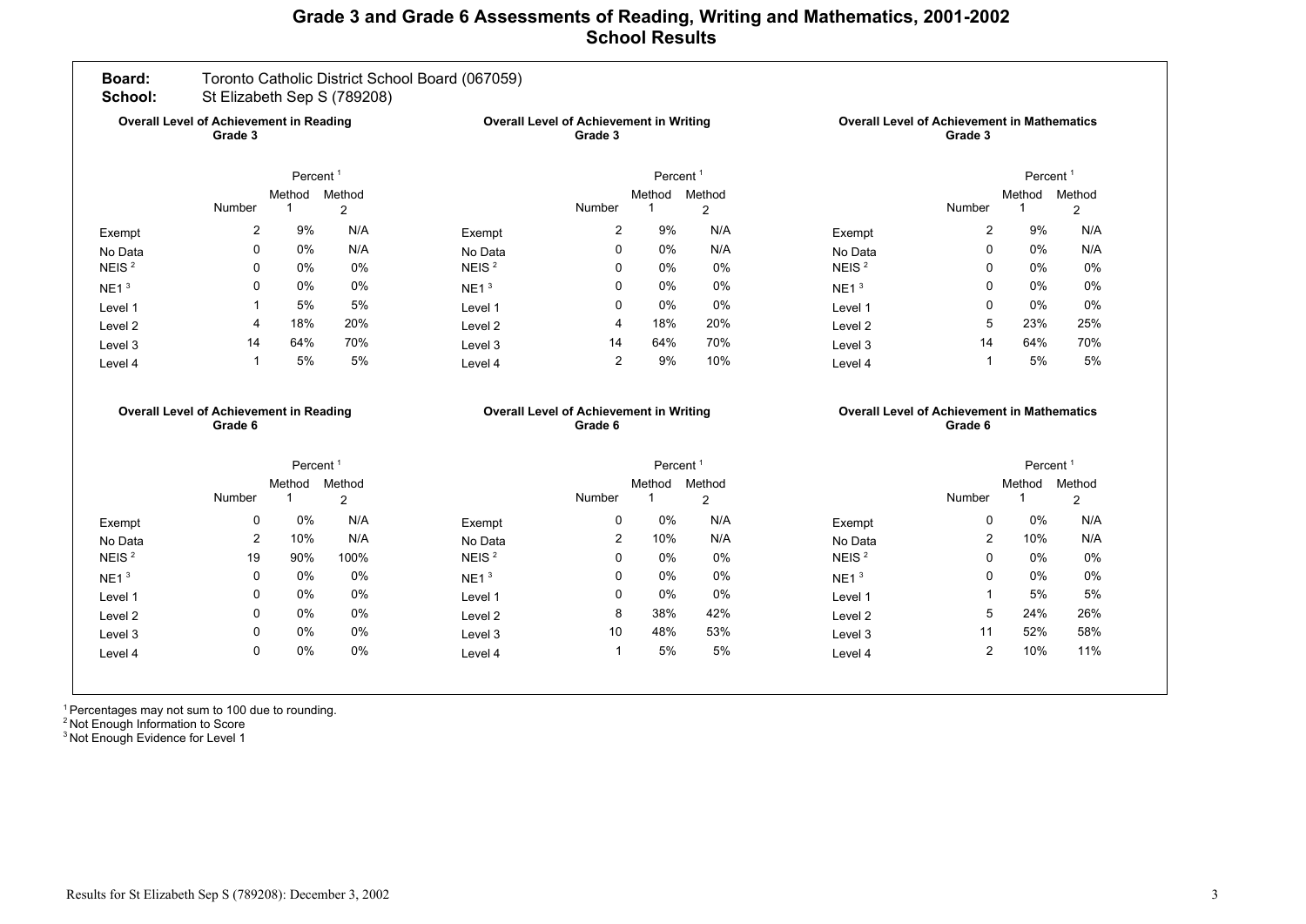# Grade 3 and Grade 6 Assessments of Reading, Writing and Mathematics, 2001-2002
## School Results

**Board:** Toronto Catholic District School Board (067059)
**School:** St Elizabeth Sep S (789208)

### Overall Level of Achievement in Reading Grade 3

| | Number | Percent[1] Method 1 | Percent[1] Method 2 |
|---|---|---|---|
| Exempt | 2 | 9% | N/A |
| No Data | 0 | 0% | N/A |
| NEIS[2] | 0 | 0% | 0% |
| NE1[3] | 0 | 0% | 0% |
| Level 1 | 1 | 5% | 5% |
| Level 2 | 4 | 18% | 20% |
| Level 3 | 14 | 64% | 70% |
| Level 4 | 1 | 5% | 5% |

### Overall Level of Achievement in Writing Grade 3

| | Number | Percent[1] Method 1 | Percent[1] Method 2 |
|---|---|---|---|
| Exempt | 2 | 9% | N/A |
| No Data | 0 | 0% | N/A |
| NEIS[2] | 0 | 0% | 0% |
| NE1[3] | 0 | 0% | 0% |
| Level 1 | 0 | 0% | 0% |
| Level 2 | 4 | 18% | 20% |
| Level 3 | 14 | 64% | 70% |
| Level 4 | 2 | 9% | 10% |

### Overall Level of Achievement in Mathematics Grade 3

| | Number | Percent[1] Method 1 | Percent[1] Method 2 |
|---|---|---|---|
| Exempt | 2 | 9% | N/A |
| No Data | 0 | 0% | N/A |
| NEIS[2] | 0 | 0% | 0% |
| NE1[3] | 0 | 0% | 0% |
| Level 1 | 0 | 0% | 0% |
| Level 2 | 5 | 23% | 25% |
| Level 3 | 14 | 64% | 70% |
| Level 4 | 1 | 5% | 5% |

### Overall Level of Achievement in Reading Grade 6

| | Number | Percent[1] Method 1 | Percent[1] Method 2 |
|---|---|---|---|
| Exempt | 0 | 0% | N/A |
| No Data | 2 | 10% | N/A |
| NEIS[2] | 19 | 90% | 100% |
| NE1[3] | 0 | 0% | 0% |
| Level 1 | 0 | 0% | 0% |
| Level 2 | 0 | 0% | 0% |
| Level 3 | 0 | 0% | 0% |
| Level 4 | 0 | 0% | 0% |

### Overall Level of Achievement in Writing Grade 6

| | Number | Percent[1] Method 1 | Percent[1] Method 2 |
|---|---|---|---|
| Exempt | 0 | 0% | N/A |
| No Data | 2 | 10% | N/A |
| NEIS[2] | 0 | 0% | 0% |
| NE1[3] | 0 | 0% | 0% |
| Level 1 | 0 | 0% | 0% |
| Level 2 | 8 | 38% | 42% |
| Level 3 | 10 | 48% | 53% |
| Level 4 | 1 | 5% | 5% |

### Overall Level of Achievement in Mathematics Grade 6

| | Number | Percent[1] Method 1 | Percent[1] Method 2 |
|---|---|---|---|
| Exempt | 0 | 0% | N/A |
| No Data | 2 | 10% | N/A |
| NEIS[2] | 0 | 0% | 0% |
| NE1[3] | 0 | 0% | 0% |
| Level 1 | 1 | 5% | 5% |
| Level 2 | 5 | 24% | 26% |
| Level 3 | 11 | 52% | 58% |
| Level 4 | 2 | 10% | 11% |

[1] Percentages may not sum to 100 due to rounding.
[2] Not Enough Information to Score
[3] Not Enough Evidence for Level 1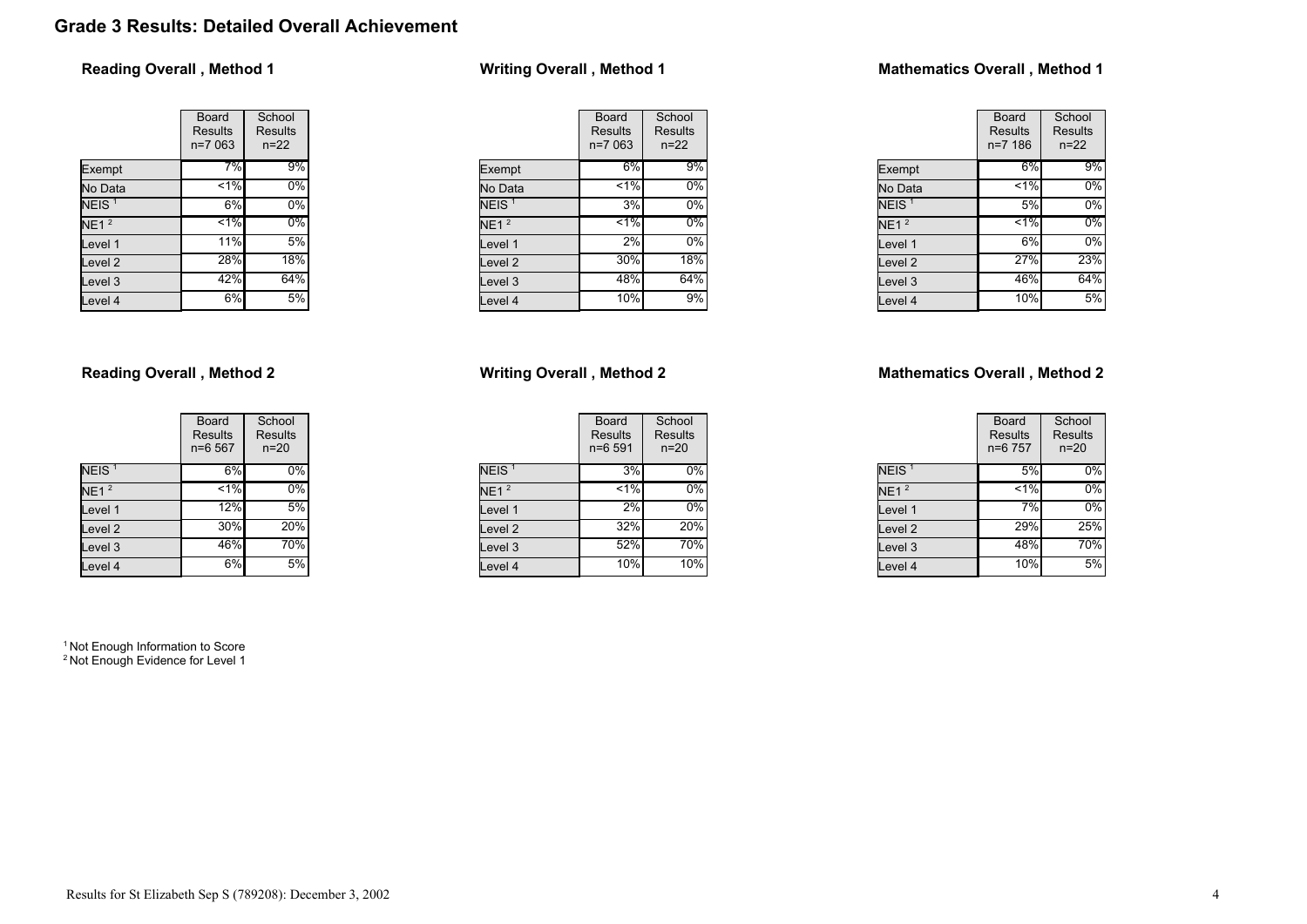# Grade 3 Results: Detailed Overall Achievement

### Reading Overall , Method 1

| | Board Results n=7 063 | School Results n=22 |
|---|---|---|
| Exempt | 7% | 9% |
| No Data | <1% | 0% |
| NEIS [1] | 6% | 0% |
| NE1 [2] | <1% | 0% |
| Level 1 | 11% | 5% |
| Level 2 | 28% | 18% |
| Level 3 | 42% | 64% |
| Level 4 | 6% | 5% |

### Writing Overall , Method 1

| | Board Results n=7 063 | School Results n=22 |
|---|---|---|
| Exempt | 6% | 9% |
| No Data | <1% | 0% |
| NEIS [1] | 3% | 0% |
| NE1 [2] | <1% | 0% |
| Level 1 | 2% | 0% |
| Level 2 | 30% | 18% |
| Level 3 | 48% | 64% |
| Level 4 | 10% | 9% |

### Mathematics Overall , Method 1

| | Board Results n=7 186 | School Results n=22 |
|---|---|---|
| Exempt | 6% | 9% |
| No Data | <1% | 0% |
| NEIS [1] | 5% | 0% |
| NE1 [2] | <1% | 0% |
| Level 1 | 6% | 0% |
| Level 2 | 27% | 23% |
| Level 3 | 46% | 64% |
| Level 4 | 10% | 5% |

### Reading Overall , Method 2

| | Board Results n=6 567 | School Results n=20 |
|---|---|---|
| NEIS [1] | 6% | 0% |
| NE1 [2] | <1% | 0% |
| Level 1 | 12% | 5% |
| Level 2 | 30% | 20% |
| Level 3 | 46% | 70% |
| Level 4 | 6% | 5% |

### Writing Overall , Method 2

| | Board Results n=6 591 | School Results n=20 |
|---|---|---|
| NEIS [1] | 3% | 0% |
| NE1 [2] | <1% | 0% |
| Level 1 | 2% | 0% |
| Level 2 | 32% | 20% |
| Level 3 | 52% | 70% |
| Level 4 | 10% | 10% |

### Mathematics Overall , Method 2

| | Board Results n=6 757 | School Results n=20 |
|---|---|---|
| NEIS [1] | 5% | 0% |
| NE1 [2] | <1% | 0% |
| Level 1 | 7% | 0% |
| Level 2 | 29% | 25% |
| Level 3 | 48% | 70% |
| Level 4 | 10% | 5% |

[1] Not Enough Information to Score
[2] Not Enough Evidence for Level 1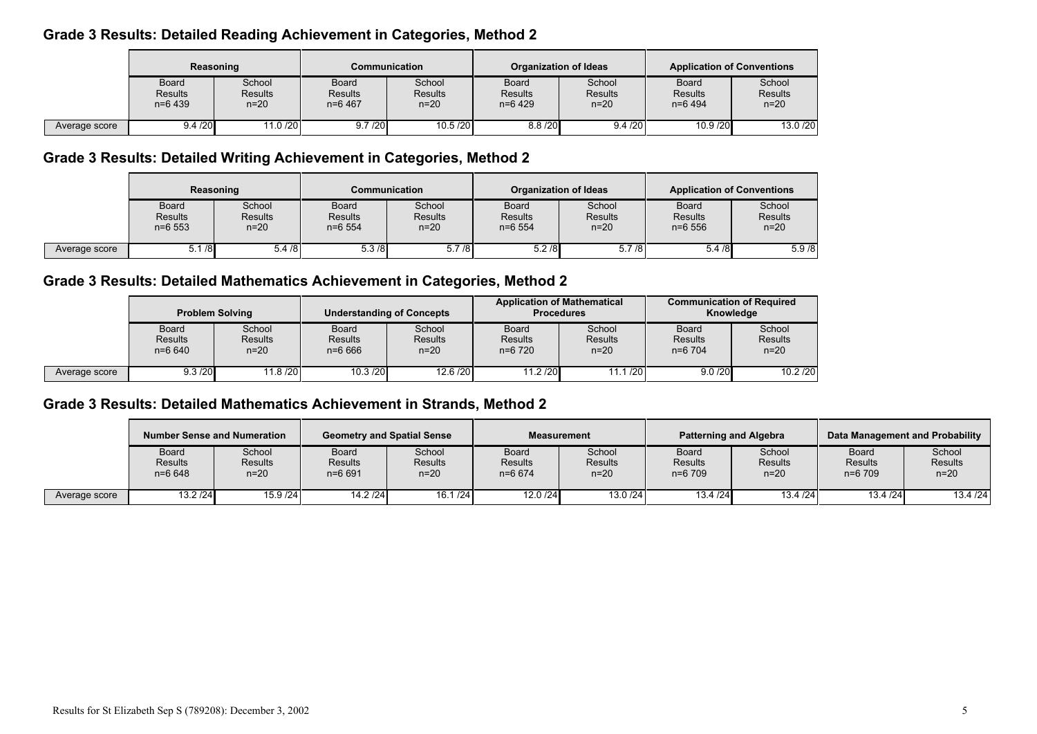## Grade 3 Results: Detailed Reading Achievement in Categories, Method 2

| | Reasoning | | Communication | | Organization of Ideas | | Application of Conventions | |
|---|---|---|---|---|---|---|---|---|
| | Board Results n=6 439 | School Results n=20 | Board Results n=6 467 | School Results n=20 | Board Results n=6 429 | School Results n=20 | Board Results n=6 494 | School Results n=20 |
| Average score | 9.4 /20 | 11.0 /20 | 9.7 /20 | 10.5 /20 | 8.8 /20 | 9.4 /20 | 10.9 /20 | 13.0 /20 |

## Grade 3 Results: Detailed Writing Achievement in Categories, Method 2

| | Reasoning | | Communication | | Organization of Ideas | | Application of Conventions | |
|---|---|---|---|---|---|---|---|---|
| | Board Results n=6 553 | School Results n=20 | Board Results n=6 554 | School Results n=20 | Board Results n=6 554 | School Results n=20 | Board Results n=6 556 | School Results n=20 |
| Average score | 5.1 /8 | 5.4 /8 | 5.3 /8 | 5.7 /8 | 5.2 /8 | 5.7 /8 | 5.4 /8 | 5.9 /8 |

## Grade 3 Results: Detailed Mathematics Achievement in Categories, Method 2

| | Problem Solving | | Understanding of Concepts | | Application of Mathematical Procedures | | Communication of Required Knowledge | |
|---|---|---|---|---|---|---|---|---|
| | Board Results n=6 640 | School Results n=20 | Board Results n=6 666 | School Results n=20 | Board Results n=6 720 | School Results n=20 | Board Results n=6 704 | School Results n=20 |
| Average score | 9.3 /20 | 11.8 /20 | 10.3 /20 | 12.6 /20 | 11.2 /20 | 11.1 /20 | 9.0 /20 | 10.2 /20 |

## Grade 3 Results: Detailed Mathematics Achievement in Strands, Method 2

| | Number Sense and Numeration | | Geometry and Spatial Sense | | Measurement | | Patterning and Algebra | | Data Management and Probability | |
|---|---|---|---|---|---|---|---|---|---|---|
| | Board Results n=6 648 | School Results n=20 | Board Results n=6 691 | School Results n=20 | Board Results n=6 674 | School Results n=20 | Board Results n=6 709 | School Results n=20 | Board Results n=6 709 | School Results n=20 |
| Average score | 13.2 /24 | 15.9 /24 | 14.2 /24 | 16.1 /24 | 12.0 /24 | 13.0 /24 | 13.4 /24 | 13.4 /24 | 13.4 /24 | 13.4 /24 |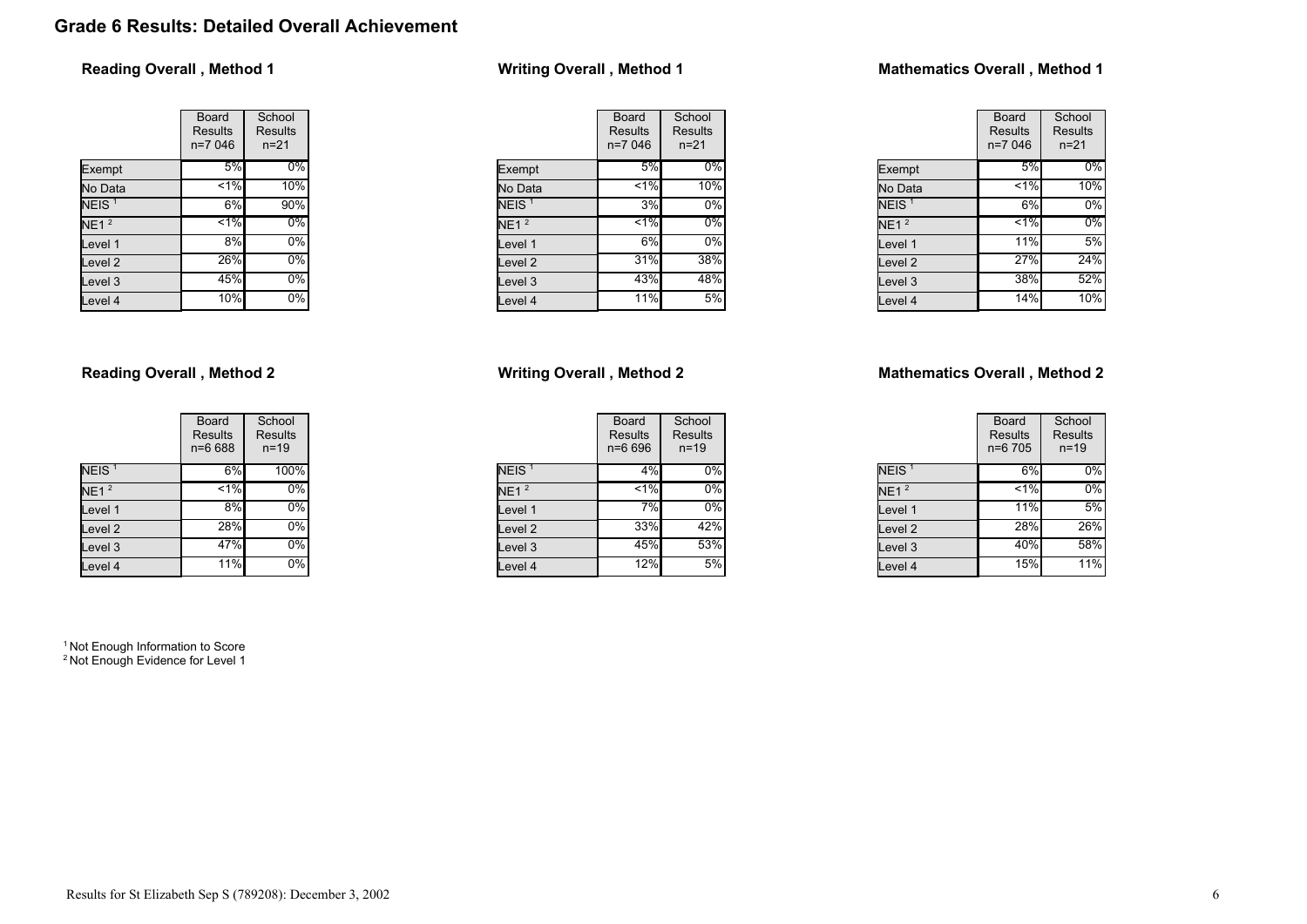## Grade 6 Results: Detailed Overall Achievement

### Reading Overall , Method 1

| | Board Results n=7 046 | School Results n=21 |
|---|---|---|
| Exempt | 5% | 0% |
| No Data | <1% | 10% |
| NEIS [1] | 6% | 90% |
| NE1 [2] | <1% | 0% |
| Level 1 | 8% | 0% |
| Level 2 | 26% | 0% |
| Level 3 | 45% | 0% |
| Level 4 | 10% | 0% |

### Writing Overall , Method 1

| | Board Results n=7 046 | School Results n=21 |
|---|---|---|
| Exempt | 5% | 0% |
| No Data | <1% | 10% |
| NEIS [1] | 3% | 0% |
| NE1 [2] | <1% | 0% |
| Level 1 | 6% | 0% |
| Level 2 | 31% | 38% |
| Level 3 | 43% | 48% |
| Level 4 | 11% | 5% |

### Mathematics Overall , Method 1

| | Board Results n=7 046 | School Results n=21 |
|---|---|---|
| Exempt | 5% | 0% |
| No Data | <1% | 10% |
| NEIS [1] | 6% | 0% |
| NE1 [2] | <1% | 0% |
| Level 1 | 11% | 5% |
| Level 2 | 27% | 24% |
| Level 3 | 38% | 52% |
| Level 4 | 14% | 10% |

### Reading Overall , Method 2

| | Board Results n=6 688 | School Results n=19 |
|---|---|---|
| NEIS [1] | 6% | 100% |
| NE1 [2] | <1% | 0% |
| Level 1 | 8% | 0% |
| Level 2 | 28% | 0% |
| Level 3 | 47% | 0% |
| Level 4 | 11% | 0% |

### Writing Overall , Method 2

| | Board Results n=6 696 | School Results n=19 |
|---|---|---|
| NEIS [1] | 4% | 0% |
| NE1 [2] | <1% | 0% |
| Level 1 | 7% | 0% |
| Level 2 | 33% | 42% |
| Level 3 | 45% | 53% |
| Level 4 | 12% | 5% |

### Mathematics Overall , Method 2

| | Board Results n=6 705 | School Results n=19 |
|---|---|---|
| NEIS [1] | 6% | 0% |
| NE1 [2] | <1% | 0% |
| Level 1 | 11% | 5% |
| Level 2 | 28% | 26% |
| Level 3 | 40% | 58% |
| Level 4 | 15% | 11% |

[1] Not Enough Information to Score
[2] Not Enough Evidence for Level 1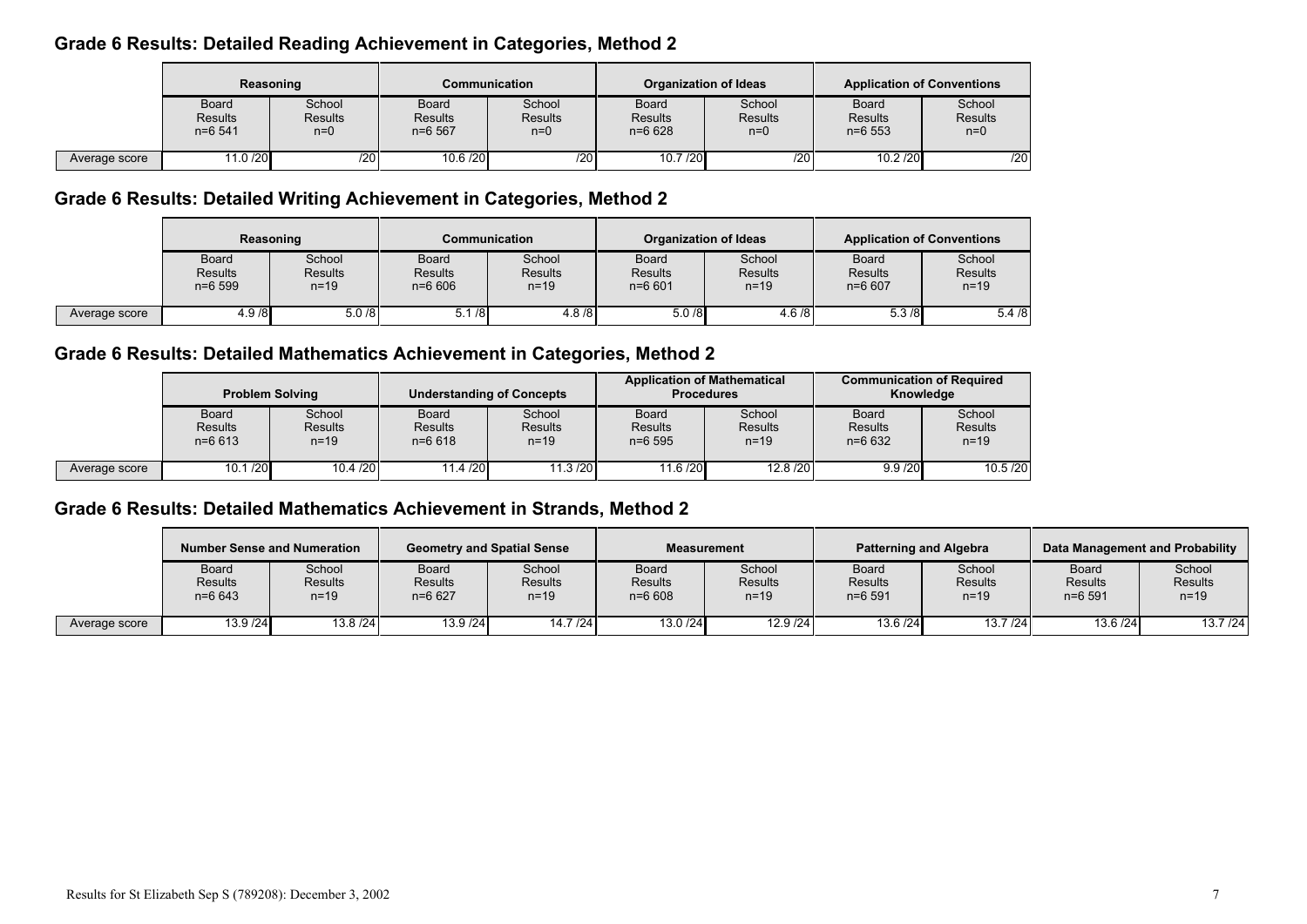## Grade 6 Results: Detailed Reading Achievement in Categories, Method 2

| | Reasoning | | Communication | | Organization of Ideas | | Application of Conventions | |
|---|---|---|---|---|---|---|---|---|
| | Board Results n=6 541 | School Results n=0 | Board Results n=6 567 | School Results n=0 | Board Results n=6 628 | School Results n=0 | Board Results n=6 553 | School Results n=0 |
| Average score | 11.0 /20 | /20 | 10.6 /20 | /20 | 10.7 /20 | /20 | 10.2 /20 | /20 |

## Grade 6 Results: Detailed Writing Achievement in Categories, Method 2

| | Reasoning | | Communication | | Organization of Ideas | | Application of Conventions | |
|---|---|---|---|---|---|---|---|---|
| | Board Results n=6 599 | School Results n=19 | Board Results n=6 606 | School Results n=19 | Board Results n=6 601 | School Results n=19 | Board Results n=6 607 | School Results n=19 |
| Average score | 4.9 /8 | 5.0 /8 | 5.1 /8 | 4.8 /8 | 5.0 /8 | 4.6 /8 | 5.3 /8 | 5.4 /8 |

## Grade 6 Results: Detailed Mathematics Achievement in Categories, Method 2

| | Problem Solving | | Understanding of Concepts | | Application of Mathematical Procedures | | Communication of Required Knowledge | |
|---|---|---|---|---|---|---|---|---|
| | Board Results n=6 613 | School Results n=19 | Board Results n=6 618 | School Results n=19 | Board Results n=6 595 | School Results n=19 | Board Results n=6 632 | School Results n=19 |
| Average score | 10.1 /20 | 10.4 /20 | 11.4 /20 | 11.3 /20 | 11.6 /20 | 12.8 /20 | 9.9 /20 | 10.5 /20 |

## Grade 6 Results: Detailed Mathematics Achievement in Strands, Method 2

| | Number Sense and Numeration | | Geometry and Spatial Sense | | Measurement | | Patterning and Algebra | | Data Management and Probability | |
|---|---|---|---|---|---|---|---|---|---|---|
| | Board Results n=6 643 | School Results n=19 | Board Results n=6 627 | School Results n=19 | Board Results n=6 608 | School Results n=19 | Board Results n=6 591 | School Results n=19 | Board Results n=6 591 | School Results n=19 |
| Average score | 13.9 /24 | 13.8 /24 | 13.9 /24 | 14.7 /24 | 13.0 /24 | 12.9 /24 | 13.6 /24 | 13.7 /24 | 13.6 /24 | 13.7 /24 |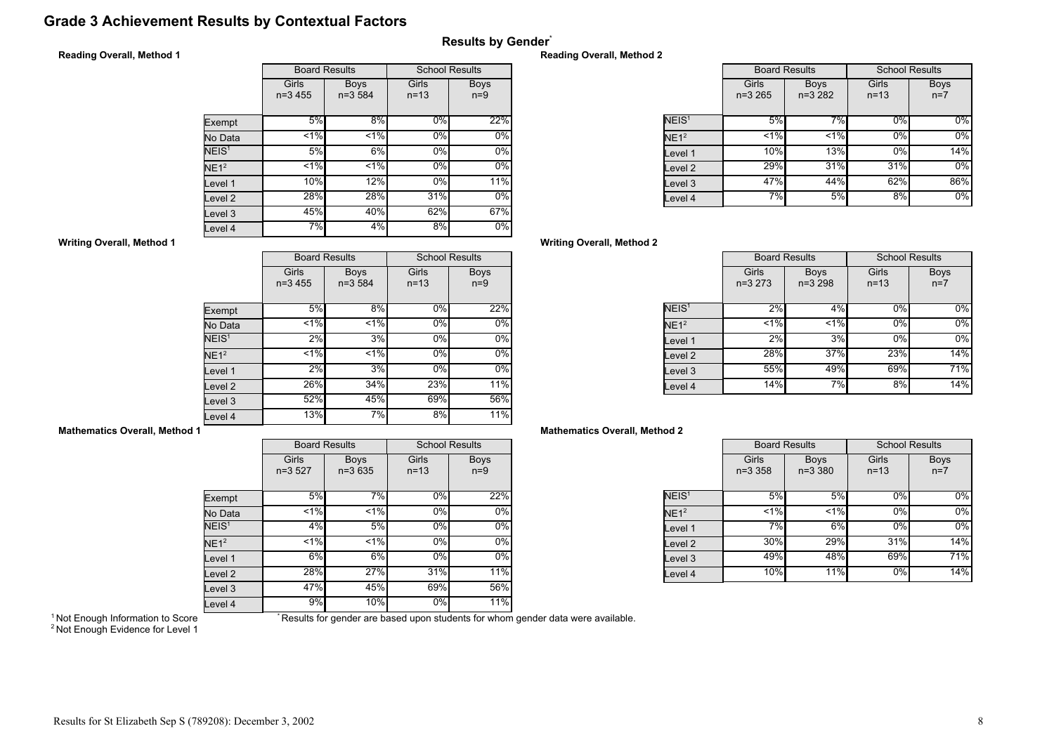# Grade 3 Achievement Results by Contextual Factors

## Results by Gender*

### Reading Overall, Method 1

| | Board Results | | School Results | |
|---|---|---|---|---|
| | Girls n=3 455 | Boys n=3 584 | Girls n=13 | Boys n=9 |
| Exempt | 5% | 8% | 0% | 22% |
| No Data | <1% | <1% | 0% | 0% |
| NEIS[1] | 5% | 6% | 0% | 0% |
| NE1[2] | <1% | <1% | 0% | 0% |
| Level 1 | 10% | 12% | 0% | 11% |
| Level 2 | 28% | 28% | 31% | 0% |
| Level 3 | 45% | 40% | 62% | 67% |
| Level 4 | 7% | 4% | 8% | 0% |

### Reading Overall, Method 2

| | Board Results | | School Results | |
|---|---|---|---|---|
| | Girls n=3 265 | Boys n=3 282 | Girls n=13 | Boys n=7 |
| NEIS[1] | 5% | 7% | 0% | 0% |
| NE1[2] | <1% | <1% | 0% | 0% |
| Level 1 | 10% | 13% | 0% | 14% |
| Level 2 | 29% | 31% | 31% | 0% |
| Level 3 | 47% | 44% | 62% | 86% |
| Level 4 | 7% | 5% | 8% | 0% |

### Writing Overall, Method 1

| | Board Results | | School Results | |
|---|---|---|---|---|
| | Girls n=3 455 | Boys n=3 584 | Girls n=13 | Boys n=9 |
| Exempt | 5% | 8% | 0% | 22% |
| No Data | <1% | <1% | 0% | 0% |
| NEIS[1] | 2% | 3% | 0% | 0% |
| NE1[2] | <1% | <1% | 0% | 0% |
| Level 1 | 2% | 3% | 0% | 0% |
| Level 2 | 26% | 34% | 23% | 11% |
| Level 3 | 52% | 45% | 69% | 56% |
| Level 4 | 13% | 7% | 8% | 11% |

### Writing Overall, Method 2

| | Board Results | | School Results | |
|---|---|---|---|---|
| | Girls n=3 273 | Boys n=3 298 | Girls n=13 | Boys n=7 |
| NEIS[1] | 2% | 4% | 0% | 0% |
| NE1[2] | <1% | <1% | 0% | 0% |
| Level 1 | 2% | 3% | 0% | 0% |
| Level 2 | 28% | 37% | 23% | 14% |
| Level 3 | 55% | 49% | 69% | 71% |
| Level 4 | 14% | 7% | 8% | 14% |

### Mathematics Overall, Method 1

| | Board Results | | School Results | |
|---|---|---|---|---|
| | Girls n=3 527 | Boys n=3 635 | Girls n=13 | Boys n=9 |
| Exempt | 5% | 7% | 0% | 22% |
| No Data | <1% | <1% | 0% | 0% |
| NEIS[1] | 4% | 5% | 0% | 0% |
| NE1[2] | <1% | <1% | 0% | 0% |
| Level 1 | 6% | 6% | 0% | 0% |
| Level 2 | 28% | 27% | 31% | 11% |
| Level 3 | 47% | 45% | 69% | 56% |
| Level 4 | 9% | 10% | 0% | 11% |

### Mathematics Overall, Method 2

| | Board Results | | School Results | |
|---|---|---|---|---|
| | Girls n=3 358 | Boys n=3 380 | Girls n=13 | Boys n=7 |
| NEIS[1] | 5% | 5% | 0% | 0% |
| NE1[2] | <1% | <1% | 0% | 0% |
| Level 1 | 7% | 6% | 0% | 0% |
| Level 2 | 30% | 29% | 31% | 14% |
| Level 3 | 49% | 48% | 69% | 71% |
| Level 4 | 10% | 11% | 0% | 14% |

[1] Not Enough Information to Score
[2] Not Enough Evidence for Level 1

* Results for gender are based upon students for whom gender data were available.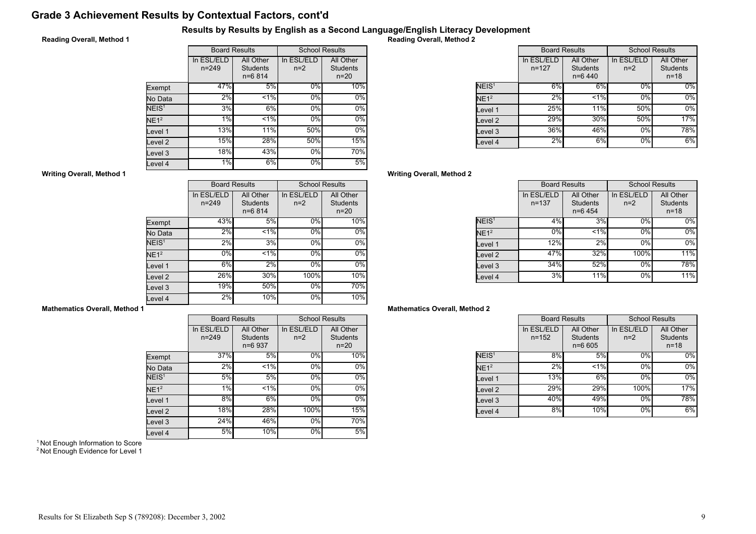# Grade 3 Achievement Results by Contextual Factors, cont'd

## Results by Results by English as a Second Language/English Literacy Development

### Reading Overall, Method 1

| | Board Results | | School Results | |
|---|---|---|---|---|
| | In ESL/ELD n=249 | All Other Students n=6 814 | In ESL/ELD n=2 | All Other Students n=20 |
| Exempt | 47% | 5% | 0% | 10% |
| No Data | 2% | <1% | 0% | 0% |
| NEIS[1] | 3% | 6% | 0% | 0% |
| NE1[2] | 1% | <1% | 0% | 0% |
| Level 1 | 13% | 11% | 50% | 0% |
| Level 2 | 15% | 28% | 50% | 15% |
| Level 3 | 18% | 43% | 0% | 70% |
| Level 4 | 1% | 6% | 0% | 5% |

### Reading Overall, Method 2

| | Board Results | | School Results | |
|---|---|---|---|---|
| | In ESL/ELD n=127 | All Other Students n=6 440 | In ESL/ELD n=2 | All Other Students n=18 |
| NEIS[1] | 6% | 6% | 0% | 0% |
| NE1[2] | 2% | <1% | 0% | 0% |
| Level 1 | 25% | 11% | 50% | 0% |
| Level 2 | 29% | 30% | 50% | 17% |
| Level 3 | 36% | 46% | 0% | 78% |
| Level 4 | 2% | 6% | 0% | 6% |

### Writing Overall, Method 1

| | Board Results | | School Results | |
|---|---|---|---|---|
| | In ESL/ELD n=249 | All Other Students n=6 814 | In ESL/ELD n=2 | All Other Students n=20 |
| Exempt | 43% | 5% | 0% | 10% |
| No Data | 2% | <1% | 0% | 0% |
| NEIS[1] | 2% | 3% | 0% | 0% |
| NE1[2] | 0% | <1% | 0% | 0% |
| Level 1 | 6% | 2% | 0% | 0% |
| Level 2 | 26% | 30% | 100% | 10% |
| Level 3 | 19% | 50% | 0% | 70% |
| Level 4 | 2% | 10% | 0% | 10% |

### Writing Overall, Method 2

| | Board Results | | School Results | |
|---|---|---|---|---|
| | In ESL/ELD n=137 | All Other Students n=6 454 | In ESL/ELD n=2 | All Other Students n=18 |
| NEIS[1] | 4% | 3% | 0% | 0% |
| NE1[2] | 0% | <1% | 0% | 0% |
| Level 1 | 12% | 2% | 0% | 0% |
| Level 2 | 47% | 32% | 100% | 11% |
| Level 3 | 34% | 52% | 0% | 78% |
| Level 4 | 3% | 11% | 0% | 11% |

### Mathematics Overall, Method 1

| | Board Results | | School Results | |
|---|---|---|---|---|
| | In ESL/ELD n=249 | All Other Students n=6 937 | In ESL/ELD n=2 | All Other Students n=20 |
| Exempt | 37% | 5% | 0% | 10% |
| No Data | 2% | <1% | 0% | 0% |
| NEIS[1] | 5% | 5% | 0% | 0% |
| NE1[2] | 1% | <1% | 0% | 0% |
| Level 1 | 8% | 6% | 0% | 0% |
| Level 2 | 18% | 28% | 100% | 15% |
| Level 3 | 24% | 46% | 0% | 70% |
| Level 4 | 5% | 10% | 0% | 5% |

### Mathematics Overall, Method 2

| | Board Results | | School Results | |
|---|---|---|---|---|
| | In ESL/ELD n=152 | All Other Students n=6 605 | In ESL/ELD n=2 | All Other Students n=18 |
| NEIS[1] | 8% | 5% | 0% | 0% |
| NE1[2] | 2% | <1% | 0% | 0% |
| Level 1 | 13% | 6% | 0% | 0% |
| Level 2 | 29% | 29% | 100% | 17% |
| Level 3 | 40% | 49% | 0% | 78% |
| Level 4 | 8% | 10% | 0% | 6% |

[1] Not Enough Information to Score
[2] Not Enough Evidence for Level 1

Results for St Elizabeth Sep S (789208): December 3, 2002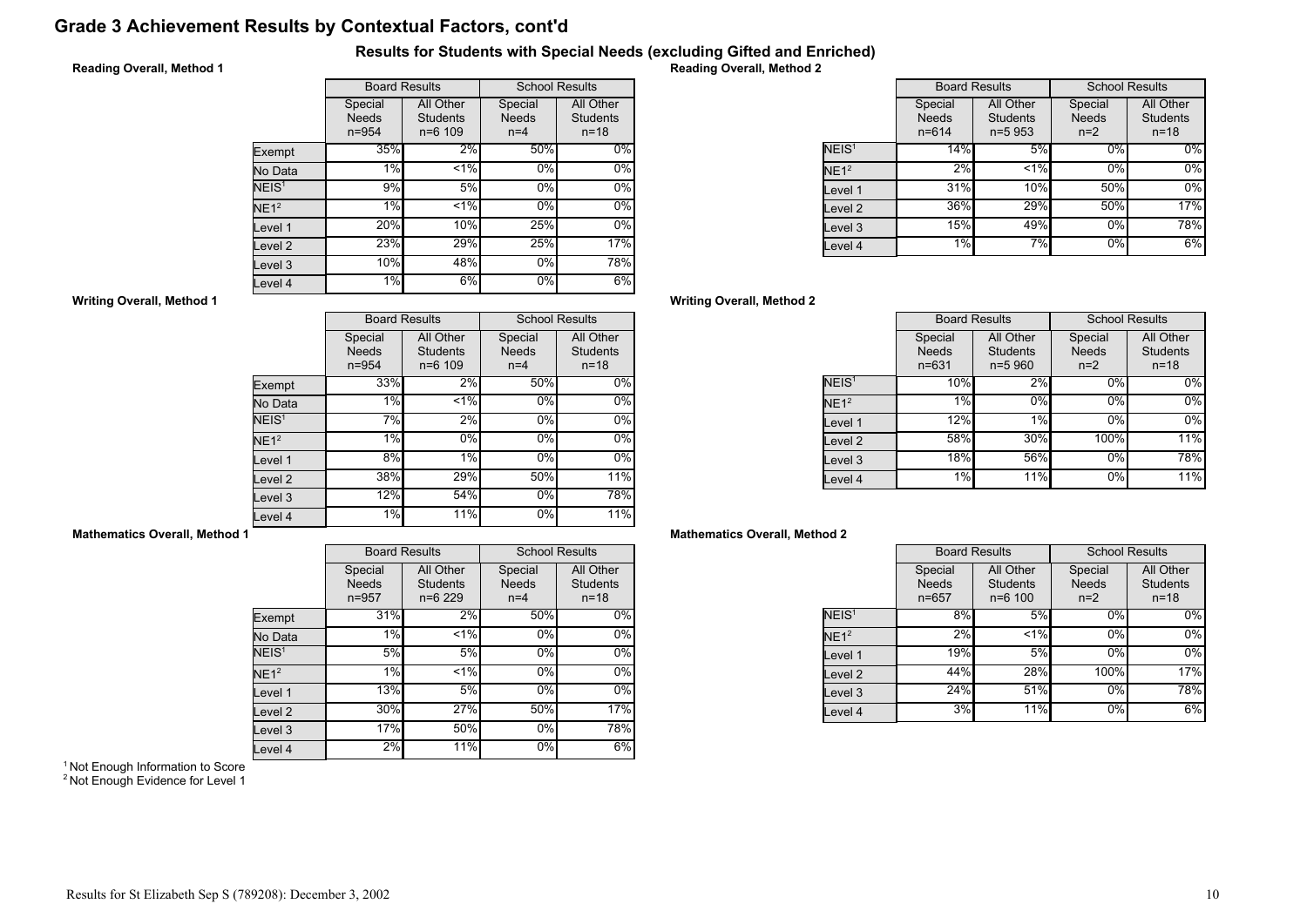# Grade 3 Achievement Results by Contextual Factors, cont'd

## Results for Students with Special Needs (excluding Gifted and Enriched)

### Reading Overall, Method 1

| | Board Results | | School Results | |
|---|---|---|---|---|
| | Special Needs n=954 | All Other Students n=6 109 | Special Needs n=4 | All Other Students n=18 |
| Exempt | 35% | 2% | 50% | 0% |
| No Data | 1% | <1% | 0% | 0% |
| NEIS[1] | 9% | 5% | 0% | 0% |
| NE1[2] | 1% | <1% | 0% | 0% |
| Level 1 | 20% | 10% | 25% | 0% |
| Level 2 | 23% | 29% | 25% | 17% |
| Level 3 | 10% | 48% | 0% | 78% |
| Level 4 | 1% | 6% | 0% | 6% |

### Reading Overall, Method 2

| | Board Results | | School Results | |
|---|---|---|---|---|
| | Special Needs n=614 | All Other Students n=5 953 | Special Needs n=2 | All Other Students n=18 |
| NEIS[1] | 14% | 5% | 0% | 0% |
| NE1[2] | 2% | <1% | 0% | 0% |
| Level 1 | 31% | 10% | 50% | 0% |
| Level 2 | 36% | 29% | 50% | 17% |
| Level 3 | 15% | 49% | 0% | 78% |
| Level 4 | 1% | 7% | 0% | 6% |

### Writing Overall, Method 1

| | Board Results | | School Results | |
|---|---|---|---|---|
| | Special Needs n=954 | All Other Students n=6 109 | Special Needs n=4 | All Other Students n=18 |
| Exempt | 33% | 2% | 50% | 0% |
| No Data | 1% | <1% | 0% | 0% |
| NEIS[1] | 7% | 2% | 0% | 0% |
| NE1[2] | 1% | 0% | 0% | 0% |
| Level 1 | 8% | 1% | 0% | 0% |
| Level 2 | 38% | 29% | 50% | 11% |
| Level 3 | 12% | 54% | 0% | 78% |
| Level 4 | 1% | 11% | 0% | 11% |

### Writing Overall, Method 2

| | Board Results | | School Results | |
|---|---|---|---|---|
| | Special Needs n=631 | All Other Students n=5 960 | Special Needs n=2 | All Other Students n=18 |
| NEIS[1] | 10% | 2% | 0% | 0% |
| NE1[2] | 1% | 0% | 0% | 0% |
| Level 1 | 12% | 1% | 0% | 0% |
| Level 2 | 58% | 30% | 100% | 11% |
| Level 3 | 18% | 56% | 0% | 78% |
| Level 4 | 1% | 11% | 0% | 11% |

### Mathematics Overall, Method 1

| | Board Results | | School Results | |
|---|---|---|---|---|
| | Special Needs n=957 | All Other Students n=6 229 | Special Needs n=4 | All Other Students n=18 |
| Exempt | 31% | 2% | 50% | 0% |
| No Data | 1% | <1% | 0% | 0% |
| NEIS[1] | 5% | 5% | 0% | 0% |
| NE1[2] | 1% | <1% | 0% | 0% |
| Level 1 | 13% | 5% | 0% | 0% |
| Level 2 | 30% | 27% | 50% | 17% |
| Level 3 | 17% | 50% | 0% | 78% |
| Level 4 | 2% | 11% | 0% | 6% |

### Mathematics Overall, Method 2

| | Board Results | | School Results | |
|---|---|---|---|---|
| | Special Needs n=657 | All Other Students n=6 100 | Special Needs n=2 | All Other Students n=18 |
| NEIS[1] | 8% | 5% | 0% | 0% |
| NE1[2] | 2% | <1% | 0% | 0% |
| Level 1 | 19% | 5% | 0% | 0% |
| Level 2 | 44% | 28% | 100% | 17% |
| Level 3 | 24% | 51% | 0% | 78% |
| Level 4 | 3% | 11% | 0% | 6% |

[1] Not Enough Information to Score
[2] Not Enough Evidence for Level 1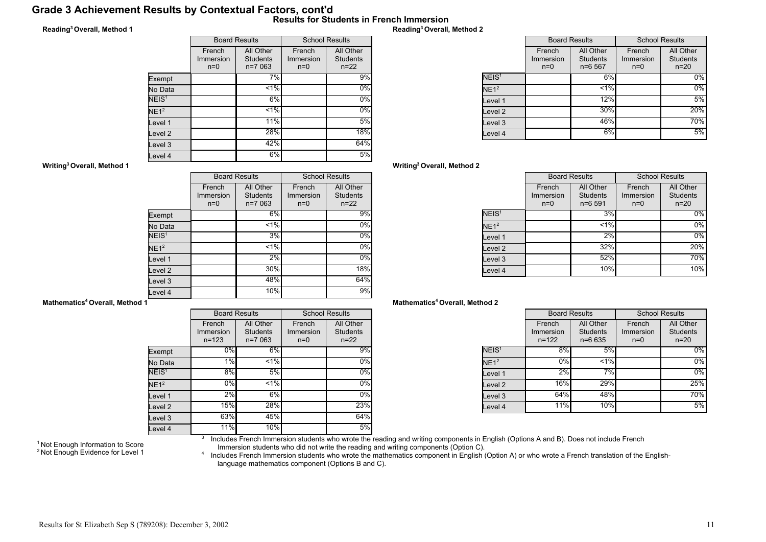# Grade 3 Achievement Results by Contextual Factors, cont'd

## Results for Students in French Immersion

### Reading[3] Overall, Method 1

| | Board Results | | School Results | |
|---|---|---|---|---|
| | French Immersion n=0 | All Other Students n=7 063 | French Immersion n=0 | All Other Students n=22 |
| Exempt | | 7% | | 9% |
| No Data | | <1% | | 0% |
| NEIS[1] | | 6% | | 0% |
| NE1[2] | | <1% | | 0% |
| Level 1 | | 11% | | 5% |
| Level 2 | | 28% | | 18% |
| Level 3 | | 42% | | 64% |
| Level 4 | | 6% | | 5% |

### Reading[3] Overall, Method 2

| | Board Results | | School Results | |
|---|---|---|---|---|
| | French Immersion n=0 | All Other Students n=6 567 | French Immersion n=0 | All Other Students n=20 |
| NEIS[1] | | 6% | | 0% |
| NE1[2] | | <1% | | 0% |
| Level 1 | | 12% | | 5% |
| Level 2 | | 30% | | 20% |
| Level 3 | | 46% | | 70% |
| Level 4 | | 6% | | 5% |

### Writing[3] Overall, Method 1

| | Board Results | | School Results | |
|---|---|---|---|---|
| | French Immersion n=0 | All Other Students n=7 063 | French Immersion n=0 | All Other Students n=22 |
| Exempt | | 6% | | 9% |
| No Data | | <1% | | 0% |
| NEIS[1] | | 3% | | 0% |
| NE1[2] | | <1% | | 0% |
| Level 1 | | 2% | | 0% |
| Level 2 | | 30% | | 18% |
| Level 3 | | 48% | | 64% |
| Level 4 | | 10% | | 9% |

### Writing[3] Overall, Method 2

| | Board Results | | School Results | |
|---|---|---|---|---|
| | French Immersion n=0 | All Other Students n=6 591 | French Immersion n=0 | All Other Students n=20 |
| NEIS[1] | | 3% | | 0% |
| NE1[2] | | <1% | | 0% |
| Level 1 | | 2% | | 0% |
| Level 2 | | 32% | | 20% |
| Level 3 | | 52% | | 70% |
| Level 4 | | 10% | | 10% |

### Mathematics[4] Overall, Method 1

| | Board Results | | School Results | |
|---|---|---|---|---|
| | French Immersion n=123 | All Other Students n=7 063 | French Immersion n=0 | All Other Students n=22 |
| Exempt | 0% | 6% | | 9% |
| No Data | 1% | <1% | | 0% |
| NEIS[1] | 8% | 5% | | 0% |
| NE1[2] | 0% | <1% | | 0% |
| Level 1 | 2% | 6% | | 0% |
| Level 2 | 15% | 28% | | 23% |
| Level 3 | 63% | 45% | | 64% |
| Level 4 | 11% | 10% | | 5% |

### Mathematics[4] Overall, Method 2

| | Board Results | | School Results | |
|---|---|---|---|---|
| | French Immersion n=122 | All Other Students n=6 635 | French Immersion n=0 | All Other Students n=20 |
| NEIS[1] | 8% | 5% | | 0% |
| NE1[2] | 0% | <1% | | 0% |
| Level 1 | 2% | 7% | | 0% |
| Level 2 | 16% | 29% | | 25% |
| Level 3 | 64% | 48% | | 70% |
| Level 4 | 11% | 10% | | 5% |

[1] Not Enough Information to Score
[2] Not Enough Evidence for Level 1

[3] Includes French Immersion students who wrote the reading and writing components in English (Options A and B). Does not include French Immersion students who did not write the reading and writing components (Option C).

[4] Includes French Immersion students who wrote the mathematics component in English (Option A) or who wrote a French translation of the English-language mathematics component (Options B and C).

Results for St Elizabeth Sep S (789208): December 3, 2002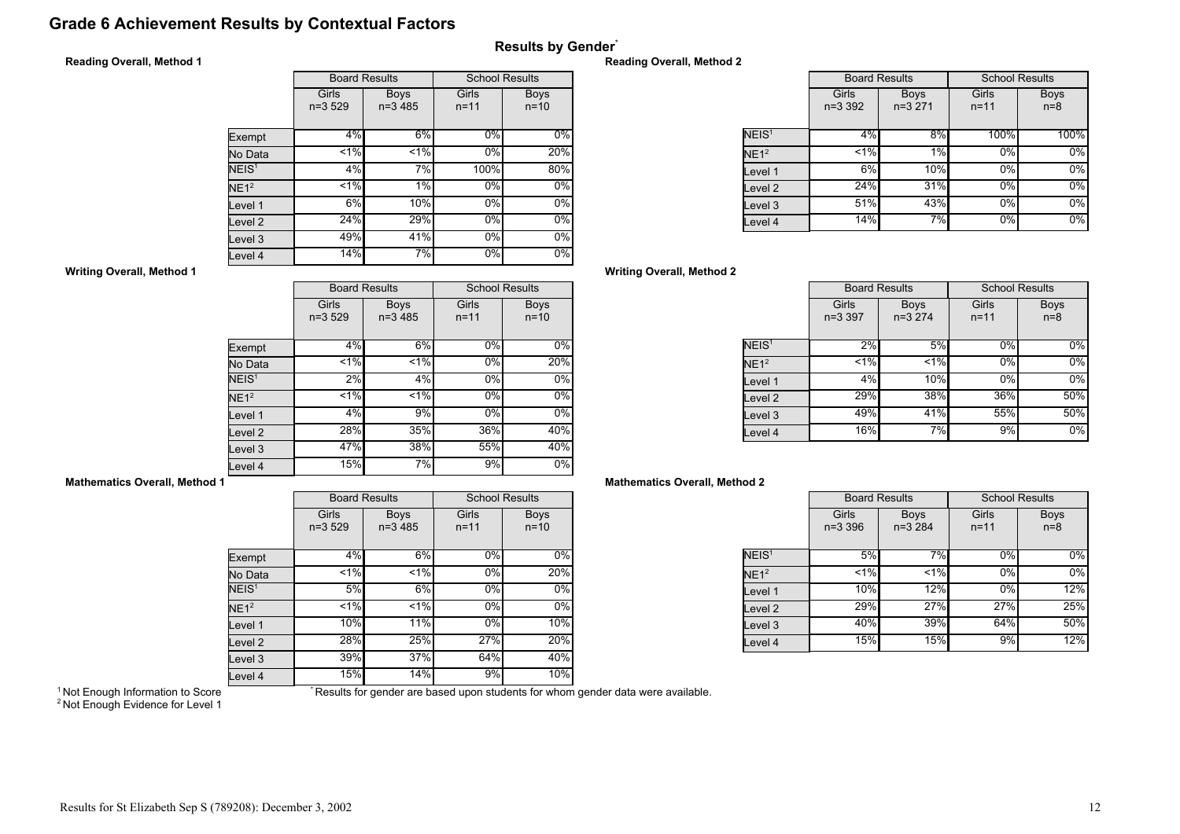# Grade 6 Achievement Results by Contextual Factors

## Results by Gender*

### Reading Overall, Method 1

| | Board Results | | School Results | |
|---|---|---|---|---|
| | Girls n=3 529 | Boys n=3 485 | Girls n=11 | Boys n=10 |
| Exempt | 4% | 6% | 0% | 0% |
| No Data | <1% | <1% | 0% | 20% |
| NEIS[1] | 4% | 7% | 100% | 80% |
| NE1[2] | <1% | 1% | 0% | 0% |
| Level 1 | 6% | 10% | 0% | 0% |
| Level 2 | 24% | 29% | 0% | 0% |
| Level 3 | 49% | 41% | 0% | 0% |
| Level 4 | 14% | 7% | 0% | 0% |

### Reading Overall, Method 2

| | Board Results | | School Results | |
|---|---|---|---|---|
| | Girls n=3 392 | Boys n=3 271 | Girls n=11 | Boys n=8 |
| NEIS[1] | 4% | 8% | 100% | 100% |
| NE1[2] | <1% | 1% | 0% | 0% |
| Level 1 | 6% | 10% | 0% | 0% |
| Level 2 | 24% | 31% | 0% | 0% |
| Level 3 | 51% | 43% | 0% | 0% |
| Level 4 | 14% | 7% | 0% | 0% |

### Writing Overall, Method 1

| | Board Results | | School Results | |
|---|---|---|---|---|
| | Girls n=3 529 | Boys n=3 485 | Girls n=11 | Boys n=10 |
| Exempt | 4% | 6% | 0% | 0% |
| No Data | <1% | <1% | 0% | 20% |
| NEIS[1] | 2% | 4% | 0% | 0% |
| NE1[2] | <1% | <1% | 0% | 0% |
| Level 1 | 4% | 9% | 0% | 0% |
| Level 2 | 28% | 35% | 36% | 40% |
| Level 3 | 47% | 38% | 55% | 40% |
| Level 4 | 15% | 7% | 9% | 0% |

### Writing Overall, Method 2

| | Board Results | | School Results | |
|---|---|---|---|---|
| | Girls n=3 397 | Boys n=3 274 | Girls n=11 | Boys n=8 |
| NEIS[1] | 2% | 5% | 0% | 0% |
| NE1[2] | <1% | <1% | 0% | 0% |
| Level 1 | 4% | 10% | 0% | 0% |
| Level 2 | 29% | 38% | 36% | 50% |
| Level 3 | 49% | 41% | 55% | 50% |
| Level 4 | 16% | 7% | 9% | 0% |

### Mathematics Overall, Method 1

| | Board Results | | School Results | |
|---|---|---|---|---|
| | Girls n=3 529 | Boys n=3 485 | Girls n=11 | Boys n=10 |
| Exempt | 4% | 6% | 0% | 0% |
| No Data | <1% | <1% | 0% | 20% |
| NEIS[1] | 5% | 6% | 0% | 0% |
| NE1[2] | <1% | <1% | 0% | 0% |
| Level 1 | 10% | 11% | 0% | 10% |
| Level 2 | 28% | 25% | 27% | 20% |
| Level 3 | 39% | 37% | 64% | 40% |
| Level 4 | 15% | 14% | 9% | 10% |

### Mathematics Overall, Method 2

| | Board Results | | School Results | |
|---|---|---|---|---|
| | Girls n=3 396 | Boys n=3 284 | Girls n=11 | Boys n=8 |
| NEIS[1] | 5% | 7% | 0% | 0% |
| NE1[2] | <1% | <1% | 0% | 0% |
| Level 1 | 10% | 12% | 0% | 12% |
| Level 2 | 29% | 27% | 27% | 25% |
| Level 3 | 40% | 39% | 64% | 50% |
| Level 4 | 15% | 15% | 9% | 12% |

[1] Not Enough Information to Score
[2] Not Enough Evidence for Level 1

* Results for gender are based upon students for whom gender data were available.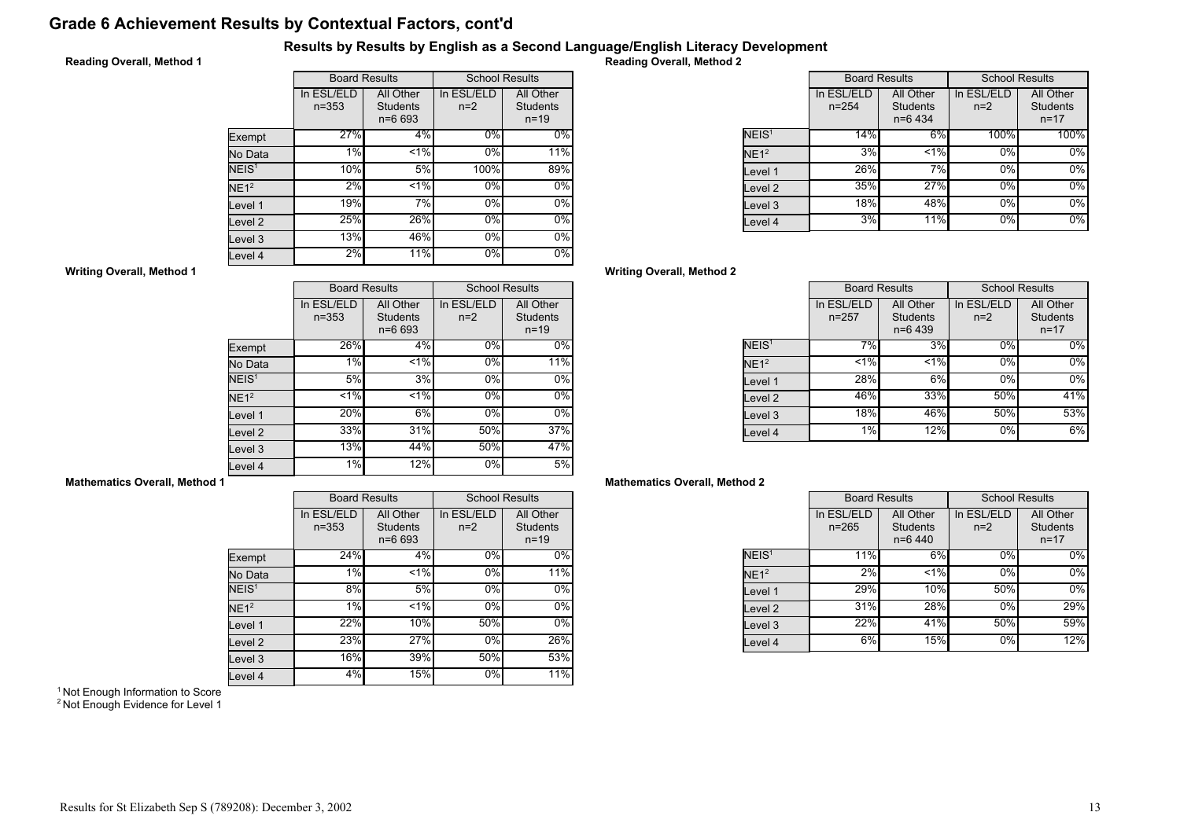# Grade 6 Achievement Results by Contextual Factors, cont'd

## Results by Results by English as a Second Language/English Literacy Development

### Reading Overall, Method 1

| | Board Results | | School Results | |
|---|---|---|---|---|
| | In ESL/ELD n=353 | All Other Students n=6 693 | In ESL/ELD n=2 | All Other Students n=19 |
| Exempt | 27% | 4% | 0% | 0% |
| No Data | 1% | <1% | 0% | 11% |
| NEIS[1] | 10% | 5% | 100% | 89% |
| NE1[2] | 2% | <1% | 0% | 0% |
| Level 1 | 19% | 7% | 0% | 0% |
| Level 2 | 25% | 26% | 0% | 0% |
| Level 3 | 13% | 46% | 0% | 0% |
| Level 4 | 2% | 11% | 0% | 0% |

### Reading Overall, Method 2

| | Board Results | | School Results | |
|---|---|---|---|---|
| | In ESL/ELD n=254 | All Other Students n=6 434 | In ESL/ELD n=2 | All Other Students n=17 |
| NEIS[1] | 14% | 6% | 100% | 100% |
| NE1[2] | 3% | <1% | 0% | 0% |
| Level 1 | 26% | 7% | 0% | 0% |
| Level 2 | 35% | 27% | 0% | 0% |
| Level 3 | 18% | 48% | 0% | 0% |
| Level 4 | 3% | 11% | 0% | 0% |

### Writing Overall, Method 1

| | Board Results | | School Results | |
|---|---|---|---|---|
| | In ESL/ELD n=353 | All Other Students n=6 693 | In ESL/ELD n=2 | All Other Students n=19 |
| Exempt | 26% | 4% | 0% | 0% |
| No Data | 1% | <1% | 0% | 11% |
| NEIS[1] | 5% | 3% | 0% | 0% |
| NE1[2] | <1% | <1% | 0% | 0% |
| Level 1 | 20% | 6% | 0% | 0% |
| Level 2 | 33% | 31% | 50% | 37% |
| Level 3 | 13% | 44% | 50% | 47% |
| Level 4 | 1% | 12% | 0% | 5% |

### Writing Overall, Method 2

| | Board Results | | School Results | |
|---|---|---|---|---|
| | In ESL/ELD n=257 | All Other Students n=6 439 | In ESL/ELD n=2 | All Other Students n=17 |
| NEIS[1] | 7% | 3% | 0% | 0% |
| NE1[2] | <1% | <1% | 0% | 0% |
| Level 1 | 28% | 6% | 0% | 0% |
| Level 2 | 46% | 33% | 50% | 41% |
| Level 3 | 18% | 46% | 50% | 53% |
| Level 4 | 1% | 12% | 0% | 6% |

### Mathematics Overall, Method 1

| | Board Results | | School Results | |
|---|---|---|---|---|
| | In ESL/ELD n=353 | All Other Students n=6 693 | In ESL/ELD n=2 | All Other Students n=19 |
| Exempt | 24% | 4% | 0% | 0% |
| No Data | 1% | <1% | 0% | 11% |
| NEIS[1] | 8% | 5% | 0% | 0% |
| NE1[2] | 1% | <1% | 0% | 0% |
| Level 1 | 22% | 10% | 50% | 0% |
| Level 2 | 23% | 27% | 0% | 26% |
| Level 3 | 16% | 39% | 50% | 53% |
| Level 4 | 4% | 15% | 0% | 11% |

### Mathematics Overall, Method 2

| | Board Results | | School Results | |
|---|---|---|---|---|
| | In ESL/ELD n=265 | All Other Students n=6 440 | In ESL/ELD n=2 | All Other Students n=17 |
| NEIS[1] | 11% | 6% | 0% | 0% |
| NE1[2] | 2% | <1% | 0% | 0% |
| Level 1 | 29% | 10% | 50% | 0% |
| Level 2 | 31% | 28% | 0% | 29% |
| Level 3 | 22% | 41% | 50% | 59% |
| Level 4 | 6% | 15% | 0% | 12% |

[1] Not Enough Information to Score
[2] Not Enough Evidence for Level 1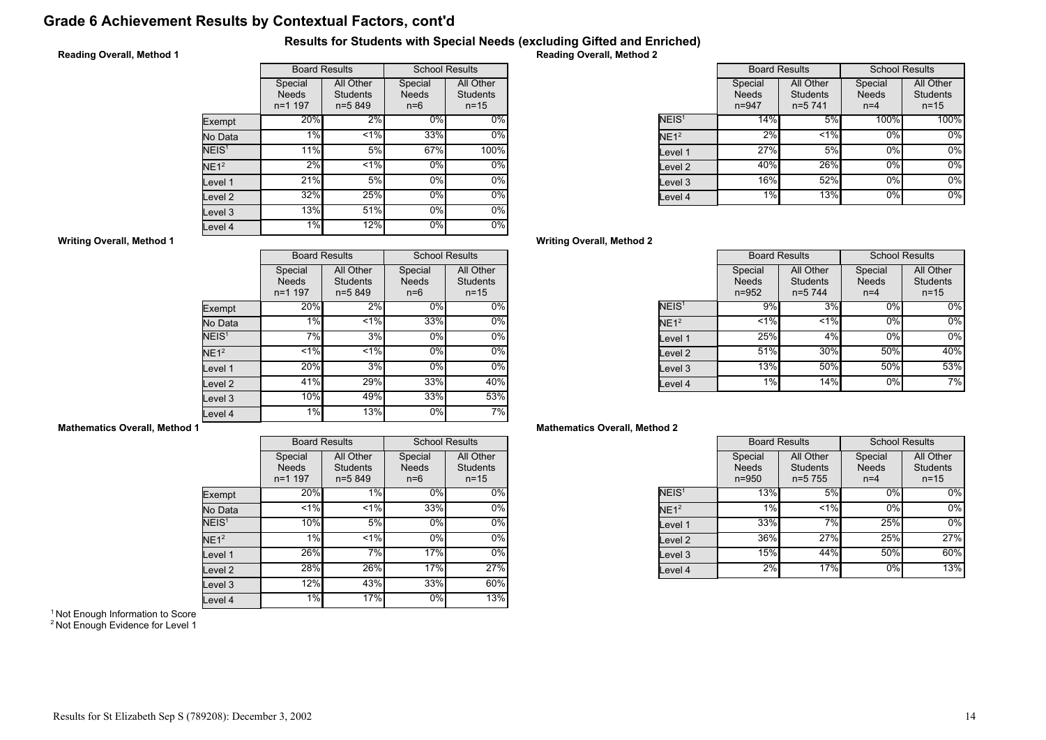# Grade 6 Achievement Results by Contextual Factors, cont'd

## Results for Students with Special Needs (excluding Gifted and Enriched)

**Reading Overall, Method 1**

| | Board Results | | School Results | |
|---|---|---|---|---|
| | Special Needs n=1 197 | All Other Students n=5 849 | Special Needs n=6 | All Other Students n=15 |
| Exempt | 20% | 2% | 0% | 0% |
| No Data | 1% | <1% | 33% | 0% |
| NEIS[1] | 11% | 5% | 67% | 100% |
| NE1[2] | 2% | <1% | 0% | 0% |
| Level 1 | 21% | 5% | 0% | 0% |
| Level 2 | 32% | 25% | 0% | 0% |
| Level 3 | 13% | 51% | 0% | 0% |
| Level 4 | 1% | 12% | 0% | 0% |

**Reading Overall, Method 2**

| | Board Results | | School Results | |
|---|---|---|---|---|
| | Special Needs n=947 | All Other Students n=5 741 | Special Needs n=4 | All Other Students n=15 |
| NEIS[1] | 14% | 5% | 100% | 100% |
| NE1[2] | 2% | <1% | 0% | 0% |
| Level 1 | 27% | 5% | 0% | 0% |
| Level 2 | 40% | 26% | 0% | 0% |
| Level 3 | 16% | 52% | 0% | 0% |
| Level 4 | 1% | 13% | 0% | 0% |

**Writing Overall, Method 1**

| | Board Results | | School Results | |
|---|---|---|---|---|
| | Special Needs n=1 197 | All Other Students n=5 849 | Special Needs n=6 | All Other Students n=15 |
| Exempt | 20% | 2% | 0% | 0% |
| No Data | 1% | <1% | 33% | 0% |
| NEIS[1] | 7% | 3% | 0% | 0% |
| NE1[2] | <1% | <1% | 0% | 0% |
| Level 1 | 20% | 3% | 0% | 0% |
| Level 2 | 41% | 29% | 33% | 40% |
| Level 3 | 10% | 49% | 33% | 53% |
| Level 4 | 1% | 13% | 0% | 7% |

**Writing Overall, Method 2**

| | Board Results | | School Results | |
|---|---|---|---|---|
| | Special Needs n=952 | All Other Students n=5 744 | Special Needs n=4 | All Other Students n=15 |
| NEIS[1] | 9% | 3% | 0% | 0% |
| NE1[2] | <1% | <1% | 0% | 0% |
| Level 1 | 25% | 4% | 0% | 0% |
| Level 2 | 51% | 30% | 50% | 40% |
| Level 3 | 13% | 50% | 50% | 53% |
| Level 4 | 1% | 14% | 0% | 7% |

**Mathematics Overall, Method 1**

| | Board Results | | School Results | |
|---|---|---|---|---|
| | Special Needs n=1 197 | All Other Students n=5 849 | Special Needs n=6 | All Other Students n=15 |
| Exempt | 20% | 1% | 0% | 0% |
| No Data | <1% | <1% | 33% | 0% |
| NEIS[1] | 10% | 5% | 0% | 0% |
| NE1[2] | 1% | <1% | 0% | 0% |
| Level 1 | 26% | 7% | 17% | 0% |
| Level 2 | 28% | 26% | 17% | 27% |
| Level 3 | 12% | 43% | 33% | 60% |
| Level 4 | 1% | 17% | 0% | 13% |

**Mathematics Overall, Method 2**

| | Board Results | | School Results | |
|---|---|---|---|---|
| | Special Needs n=950 | All Other Students n=5 755 | Special Needs n=4 | All Other Students n=15 |
| NEIS[1] | 13% | 5% | 0% | 0% |
| NE1[2] | 1% | <1% | 0% | 0% |
| Level 1 | 33% | 7% | 25% | 0% |
| Level 2 | 36% | 27% | 25% | 27% |
| Level 3 | 15% | 44% | 50% | 60% |
| Level 4 | 2% | 17% | 0% | 13% |

[1] Not Enough Information to Score
[2] Not Enough Evidence for Level 1